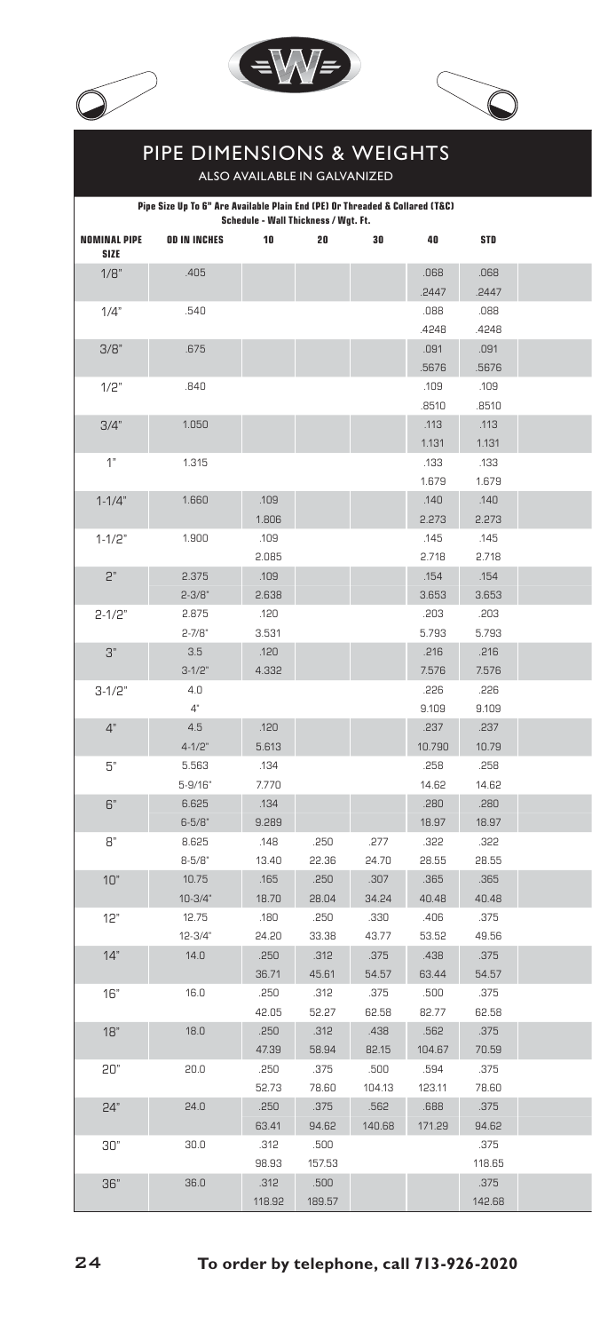# PIPE DIMENSIONS & WEIGHTS

ALSO AVAILABLE IN GALVANIZED

**Pipe Size Up To 6" Are Available Plain End (PE) Or Threaded & Collared (T&C)**

**Schedule - Wall Thickness / Wgt. Ft.**

| NOMINAL PIPE SIZE | OD IN INCHES | 10 | 20 | 30 | 40 | STD |
|---|---|---|---|---|---|---|
| 1/8" | .405 | | | | .068 | .068 |
| | | | | | .2447 | .2447 |
| 1/4" | .540 | | | | .088 | .088 |
| | | | | | .4248 | .4248 |
| 3/8" | .675 | | | | .091 | .091 |
| | | | | | .5676 | .5676 |
| 1/2" | .840 | | | | .109 | .109 |
| | | | | | .8510 | .8510 |
| 3/4" | 1.050 | | | | .113 | .113 |
| | | | | | 1.131 | 1.131 |
| 1" | 1.315 | | | | .133 | .133 |
| | | | | | 1.679 | 1.679 |
| 1-1/4" | 1.660 | .109 | | | .140 | .140 |
| | | 1.806 | | | 2.273 | 2.273 |
| 1-1/2" | 1.900 | .109 | | | .145 | .145 |
| | | 2.085 | | | 2.718 | 2.718 |
| 2" | 2.375 | .109 | | | .154 | .154 |
| | 2-3/8" | 2.638 | | | 3.653 | 3.653 |
| 2-1/2" | 2.875 | .120 | | | .203 | .203 |
| | 2-7/8" | 3.531 | | | 5.793 | 5.793 |
| 3" | 3.5 | .120 | | | .216 | .216 |
| | 3-1/2" | 4.332 | | | 7.576 | 7.576 |
| 3-1/2" | 4.0 | | | | .226 | .226 |
| | 4" | | | | 9.109 | 9.109 |
| 4" | 4.5 | .120 | | | .237 | .237 |
| | 4-1/2" | 5.613 | | | 10.790 | 10.79 |
| 5" | 5.563 | .134 | | | .258 | .258 |
| | 5-9/16" | 7.770 | | | 14.62 | 14.62 |
| 6" | 6.625 | .134 | | | .280 | .280 |
| | 6-5/8" | 9.289 | | | 18.97 | 18.97 |
| 8" | 8.625 | .148 | .250 | .277 | .322 | .322 |
| | 8-5/8" | 13.40 | 22.36 | 24.70 | 28.55 | 28.55 |
| 10" | 10.75 | .165 | .250 | .307 | .365 | .365 |
| | 10-3/4" | 18.70 | 28.04 | 34.24 | 40.48 | 40.48 |
| 12" | 12.75 | .180 | .250 | .330 | .406 | .375 |
| | 12-3/4" | 24.20 | 33.38 | 43.77 | 53.52 | 49.56 |
| 14" | 14.0 | .250 | .312 | .375 | .438 | .375 |
| | | 36.71 | 45.61 | 54.57 | 63.44 | 54.57 |
| 16" | 16.0 | .250 | .312 | .375 | .500 | .375 |
| | | 42.05 | 52.27 | 62.58 | 82.77 | 62.58 |
| 18" | 18.0 | .250 | .312 | .438 | .562 | .375 |
| | | 47.39 | 58.94 | 82.15 | 104.67 | 70.59 |
| 20" | 20.0 | .250 | .375 | .500 | .594 | .375 |
| | | 52.73 | 78.60 | 104.13 | 123.11 | 78.60 |
| 24" | 24.0 | .250 | .375 | .562 | .688 | .375 |
| | | 63.41 | 94.62 | 140.68 | 171.29 | 94.62 |
| 30" | 30.0 | .312 | .500 | | | .375 |
| | | 98.93 | 157.53 | | | 118.65 |
| 36" | 36.0 | .312 | .500 | | | .375 |
| | | 118.92 | 189.57 | | | 142.68 |

**To order by telephone, call 713-926-2020**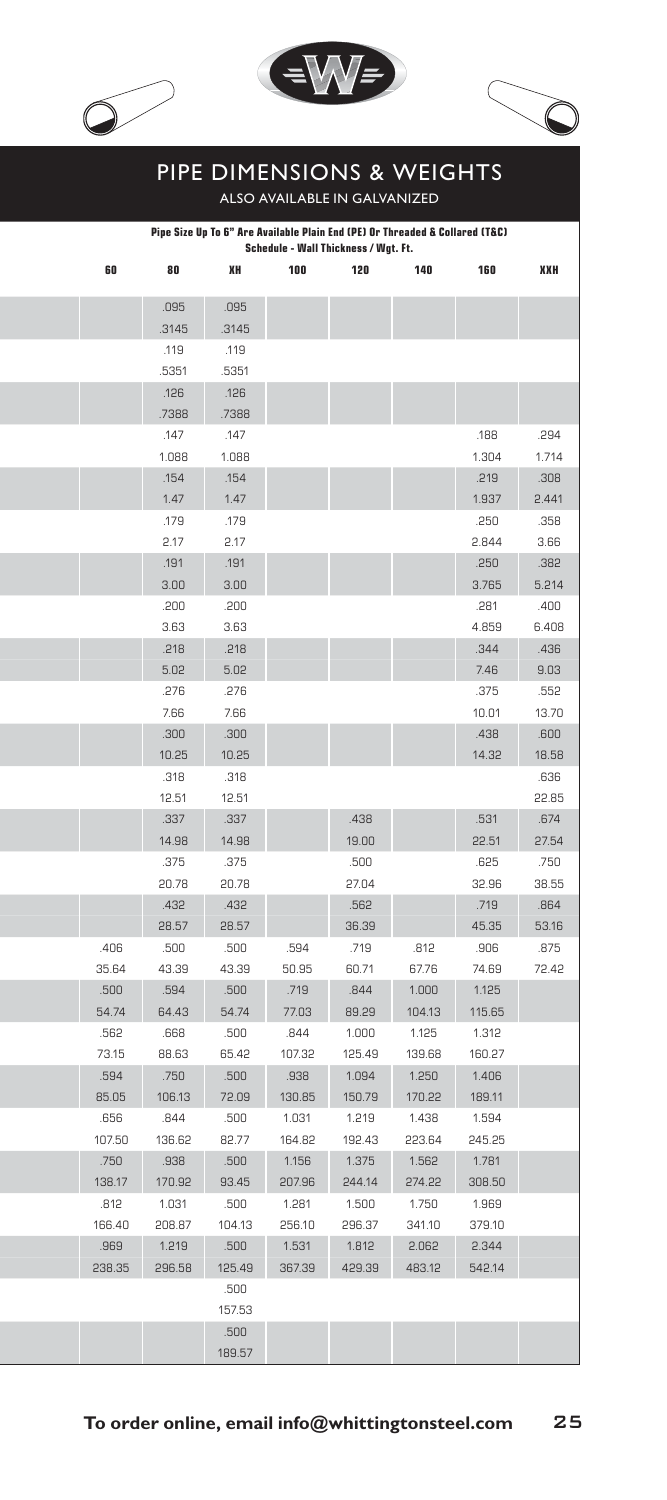# PIPE DIMENSIONS & WEIGHTS

ALSO AVAILABLE IN GALVANIZED

**Pipe Size Up To 6" Are Available Plain End (PE) Or Threaded & Collared (T&C)**

**Schedule - Wall Thickness / Wgt. Ft.**

| 60 | 80 | XH | 100 | 120 | 140 | 160 | XXH |
|---|---|---|---|---|---|---|---|
| | .095 | .095 | | | | | |
| | .3145 | .3145 | | | | | |
| | .119 | .119 | | | | | |
| | .5351 | .5351 | | | | | |
| | .126 | .126 | | | | | |
| | .7388 | .7388 | | | | | |
| | .147 | .147 | | | | .188 | .294 |
| | 1.088 | 1.088 | | | | 1.304 | 1.714 |
| | .154 | .154 | | | | .219 | .308 |
| | 1.47 | 1.47 | | | | 1.937 | 2.441 |
| | .179 | .179 | | | | .250 | .358 |
| | 2.17 | 2.17 | | | | 2.844 | 3.66 |
| | .191 | .191 | | | | .250 | .382 |
| | 3.00 | 3.00 | | | | 3.765 | 5.214 |
| | .200 | .200 | | | | .281 | .400 |
| | 3.63 | 3.63 | | | | 4.859 | 6.408 |
| | .218 | .218 | | | | .344 | .436 |
| | 5.02 | 5.02 | | | | 7.46 | 9.03 |
| | .276 | .276 | | | | .375 | .552 |
| | 7.66 | 7.66 | | | | 10.01 | 13.70 |
| | .300 | .300 | | | | .438 | .600 |
| | 10.25 | 10.25 | | | | 14.32 | 18.58 |
| | .318 | .318 | | | | | .636 |
| | 12.51 | 12.51 | | | | | 22.85 |
| | .337 | .337 | | .438 | | .531 | .674 |
| | 14.98 | 14.98 | | 19.00 | | 22.51 | 27.54 |
| | .375 | .375 | | .500 | | .625 | .750 |
| | 20.78 | 20.78 | | 27.04 | | 32.96 | 38.55 |
| | .432 | .432 | | .562 | | .719 | .864 |
| | 28.57 | 28.57 | | 36.39 | | 45.35 | 53.16 |
| .406 | .500 | .500 | .594 | .719 | .812 | .906 | .875 |
| 35.64 | 43.39 | 43.39 | 50.95 | 60.71 | 67.76 | 74.69 | 72.42 |
| .500 | .594 | .500 | .719 | .844 | 1.000 | 1.125 | |
| 54.74 | 64.43 | 54.74 | 77.03 | 89.29 | 104.13 | 115.65 | |
| .562 | .668 | .500 | .844 | 1.000 | 1.125 | 1.312 | |
| 73.15 | 88.63 | 65.42 | 107.32 | 125.49 | 139.68 | 160.27 | |
| .594 | .750 | .500 | .938 | 1.094 | 1.250 | 1.406 | |
| 85.05 | 106.13 | 72.09 | 130.85 | 150.79 | 170.22 | 189.11 | |
| .656 | .844 | .500 | 1.031 | 1.219 | 1.438 | 1.594 | |
| 107.50 | 136.62 | 82.77 | 164.82 | 192.43 | 223.64 | 245.25 | |
| .750 | .938 | .500 | 1.156 | 1.375 | 1.562 | 1.781 | |
| 138.17 | 170.92 | 93.45 | 207.96 | 244.14 | 274.22 | 308.50 | |
| .812 | 1.031 | .500 | 1.281 | 1.500 | 1.750 | 1.969 | |
| 166.40 | 208.87 | 104.13 | 256.10 | 296.37 | 341.10 | 379.10 | |
| .969 | 1.219 | .500 | 1.531 | 1.812 | 2.062 | 2.344 | |
| 238.35 | 296.58 | 125.49 | 367.39 | 429.39 | 483.12 | 542.14 | |
| | | .500 | | | | | |
| | | 157.53 | | | | | |
| | | .500 | | | | | |
| | | 189.57 | | | | | |